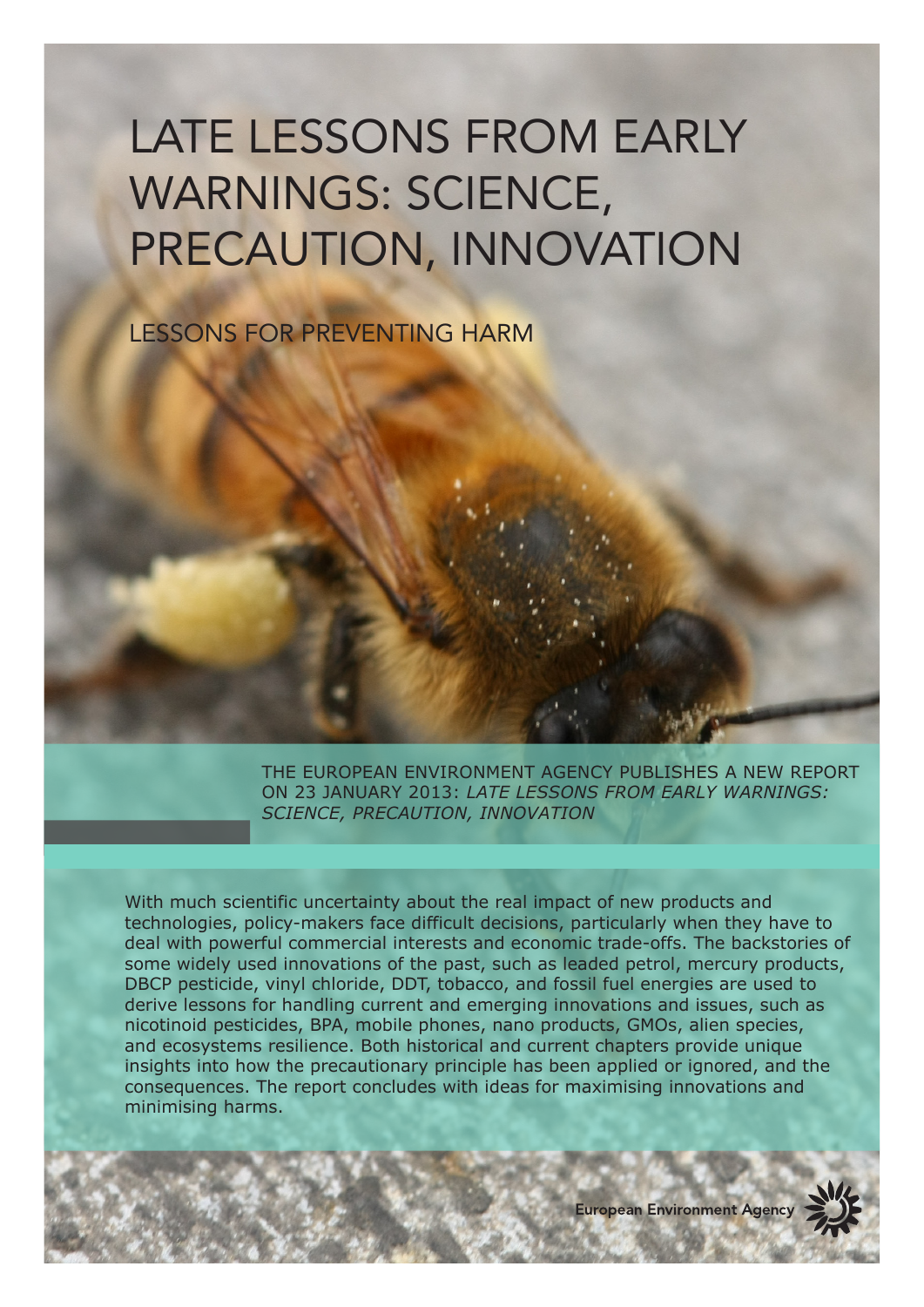# LATE LESSONS FROM EARLY WARNINGS: SCIENCE, PRECAUTION, INNOVATION

## LESSONS FOR PREVENTING HARM

THE EUROPEAN ENVIRONMENT AGENCY PUBLISHES A NEW REPORT ON 23 JANUARY 2013: *LATE LESSONS FROM EARLY WARNINGS: SCIENCE, PRECAUTION, INNOVATION*

With much scientific uncertainty about the real impact of new products and technologies, policy-makers face difficult decisions, particularly when they have to deal with powerful commercial interests and economic trade-offs. The backstories of some widely used innovations of the past, such as leaded petrol, mercury products, DBCP pesticide, vinyl chloride, DDT, tobacco, and fossil fuel energies are used to derive lessons for handling current and emerging innovations and issues, such as nicotinoid pesticides, BPA, mobile phones, nano products, GMOs, alien species, and ecosystems resilience. Both historical and current chapters provide unique insights into how the precautionary principle has been applied or ignored, and the consequences. The report concludes with ideas for maximising innovations and minimising harms.

European Environment Agency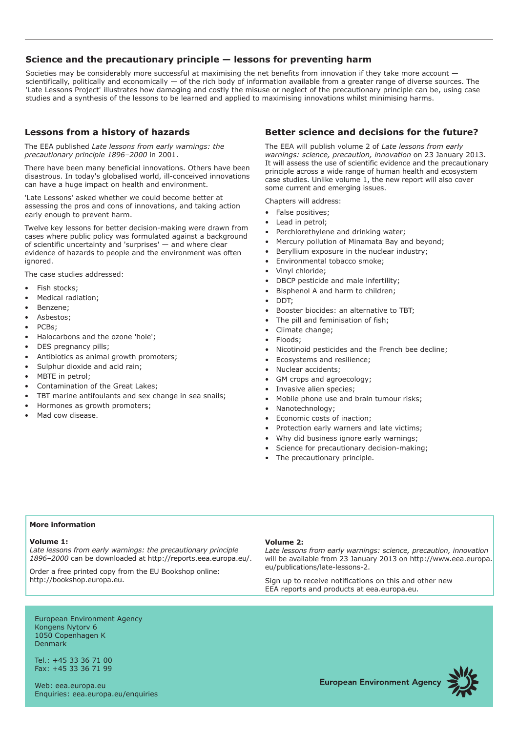## Science and the precautionary principle — lessons for preventing harm

Societies may be considerably more successful at maximising the net benefits from innovation if they take more account — scientifically, politically and economically — of the rich body of information available from a greater range of diverse sources. The 'Late Lessons Project' illustrates how damaging and costly the misuse or neglect of the precautionary principle can be, using case studies and a synthesis of the lessons to be learned and applied to maximising innovations whilst minimising harms.

### Lessons from a history of hazards

The EEA published *Late lessons from early warnings: the precautionary principle 1896–2000* in 2001.

There have been many beneficial innovations. Others have been disastrous. In today's globalised world, ill-conceived innovations can have a huge impact on health and environment.

'Late Lessons' asked whether we could become better at assessing the pros and cons of innovations, and taking action early enough to prevent harm.

Twelve key lessons for better decision-making were drawn from cases where public policy was formulated against a background of scientific uncertainty and 'surprises' — and where clear evidence of hazards to people and the environment was often ignored.

The case studies addressed:

- Fish stocks;
- Medical radiation;
- Benzene;
- Asbestos;
- PCBs;
- Halocarbons and the ozone 'hole';
- DES pregnancy pills;
- Antibiotics as animal growth promoters;
- Sulphur dioxide and acid rain;
- MBTE in petrol;
- Contamination of the Great Lakes;
- TBT marine antifoulants and sex change in sea snails;
- Hormones as growth promoters;
- Mad cow disease.

### Better science and decisions for the future?

The EEA will publish volume 2 of *Late lessons from early warnings: science, precaution, innovation* on 23 January 2013. It will assess the use of scientific evidence and the precautionary principle across a wide range of human health and ecosystem case studies. Unlike volume 1, the new report will also cover some current and emerging issues.

Chapters will address:

- False positives;
- Lead in petrol;
- Perchlorethylene and drinking water;
- Mercury pollution of Minamata Bay and beyond;
- Beryllium exposure in the nuclear industry;
- Environmental tobacco smoke;
- Vinyl chloride;
- DBCP pesticide and male infertility;
- Bisphenol A and harm to children;
- DDT;
- Booster biocides: an alternative to TBT;
- The pill and feminisation of fish;
- Climate change;
- Floods;
- Nicotinoid pesticides and the French bee decline;
- Ecosystems and resilience;
- Nuclear accidents;
- GM crops and agroecology;
- Invasive alien species;
- Mobile phone use and brain tumour risks;
- Nanotechnology;
- Economic costs of inaction;
- Protection early warners and late victims;
- Why did business ignore early warnings;
- Science for precautionary decision-making;
- The precautionary principle.

**More information**

**Volume 1:**
*Late lessons from early warnings: the precautionary principle 1896–2000* can be downloaded at http://reports.eea.europa.eu/.

Order a free printed copy from the EU Bookshop online: http://bookshop.europa.eu.

**Volume 2:**
*Late lessons from early warnings: science, precaution, innovation* will be available from 23 January 2013 on http://www.eea.europa.eu/publications/late-lessons-2.

Sign up to receive notifications on this and other new EEA reports and products at eea.europa.eu.

European Environment Agency
Kongens Nytorv 6
1050 Copenhagen K
Denmark

Tel.: +45 33 36 71 00
Fax: +45 33 36 71 99

Web: eea.europa.eu
Enquiries: eea.europa.eu/enquiries

European Environment Agency